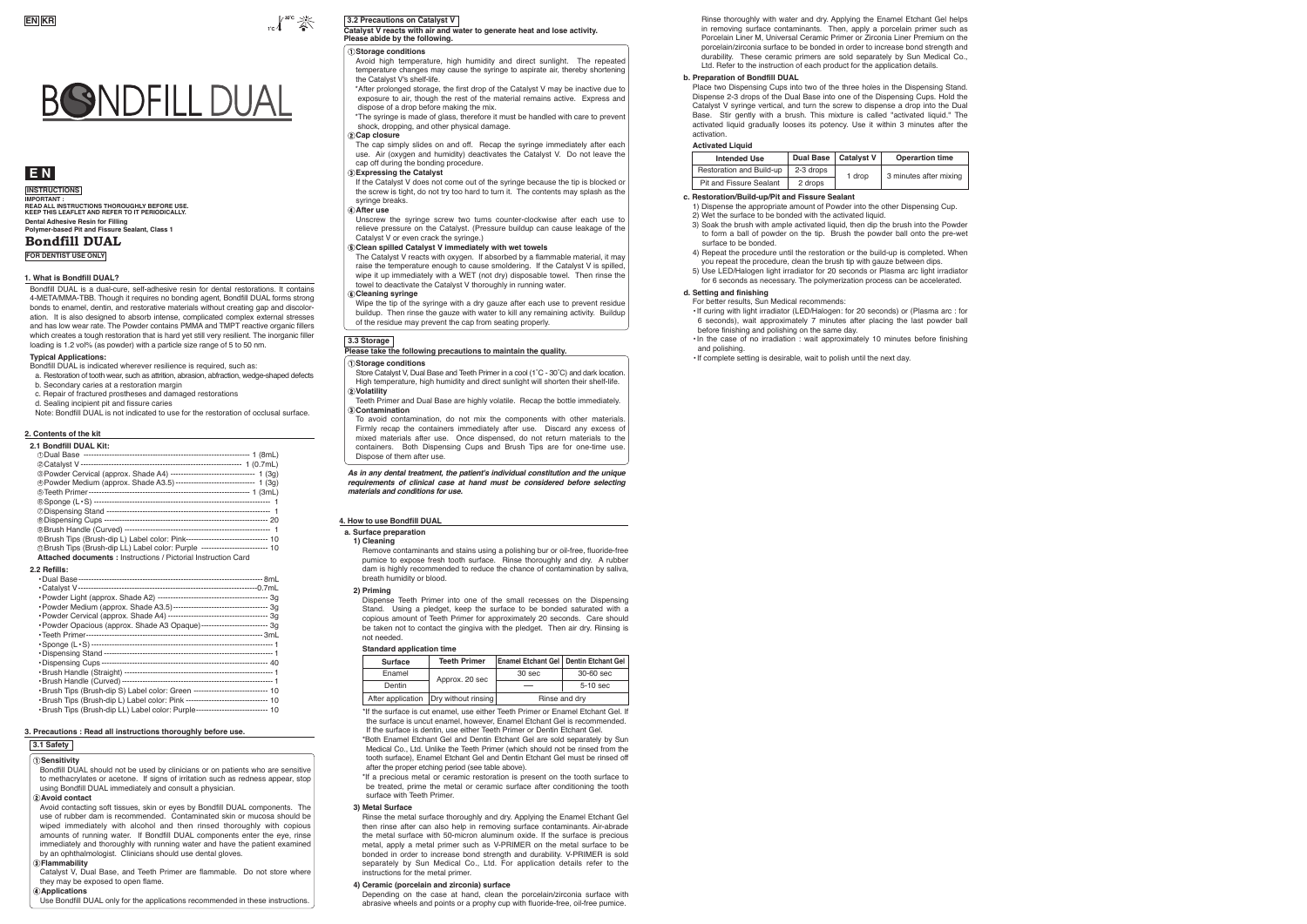EN KR

1°C – 30°C

# BONDFILL DUAL

## EN

**INSTRUCTIONS**

**IMPORTANT :**
**READ ALL INSTRUCTIONS THOROUGHLY BEFORE USE.**
**KEEP THIS LEAFLET AND REFER TO IT PERIODICALLY.**

**Dental Adhesive Resin for Filling**
**Polymer-based Pit and Fissure Sealant, Class 1**

# Bondfill DUAL

**FOR DENTIST USE ONLY**

## 1. What is Bondfill DUAL?

Bondfill DUAL is a dual-cure, self-adhesive resin for dental restorations. It contains 4-META/MMA-TBB. Though it requires no bonding agent, Bondfill DUAL forms strong bonds to enamel, dentin, and restorative materials without creating gap and discoloration. It is also designed to absorb intense, complicated complex external stresses and has low wear rate. The Powder contains PMMA and TMPT reactive organic fillers which creates a tough restoration that is hard yet still very resilient. The inorganic filler loading is 1.2 vol% (as powder) with a particle size range of 5 to 50 nm.

### Typical Applications:

Bondfill DUAL is indicated wherever resilience is required, such as:

a. Restoration of tooth wear, such as attrition, abrasion, abfraction, wedge-shaped defects
b. Secondary caries at a restoration margin
c. Repair of fractured prostheses and damaged restorations
d. Sealing incipient pit and fissure caries

Note: Bondfill DUAL is not indicated to use for the restoration of occlusal surface.

## 2. Contents of the kit

### 2.1 Bondfill DUAL Kit:

① Dual Base ---- 1 (8mL)
② Catalyst V ---- 1 (0.7mL)
③ Powder Cervical (approx. Shade A4) ---- 1 (3g)
④ Powder Medium (approx. Shade A3.5) ---- 1 (3g)
⑤ Teeth Primer ---- 1 (3mL)
⑥ Sponge (L・S) ---- 1
⑦ Dispensing Stand ---- 1
⑧ Dispensing Cups ---- 20
⑨ Brush Handle (Curved) ---- 1
⑩ Brush Tips (Brush-dip L) Label color: Pink ---- 10
⑪ Brush Tips (Brush-dip LL) Label color: Purple ---- 10

**Attached documents :** Instructions / Pictorial Instruction Card

### 2.2 Refills:

- Dual Base ---- 8mL
- Catalyst V ---- 0.7mL
- Powder Light (approx. Shade A2) ---- 3g
- Powder Medium (approx. Shade A3.5) ---- 3g
- Powder Cervical (approx. Shade A4) ---- 3g
- Powder Opacious (approx. Shade A3 Opaque) ---- 3g
- Teeth Primer ---- 3mL
- Sponge (L・S) ---- 1
- Dispensing Stand ---- 1
- Dispensing Cups ---- 40
- Brush Handle (Straight) ---- 1
- Brush Handle (Curved) ---- 1
- Brush Tips (Brush-dip S) Label color: Green ---- 10
- Brush Tips (Brush-dip L) Label color: Pink ---- 10
- Brush Tips (Brush-dip LL) Label color: Purple ---- 10

## 3. Precautions : Read all instructions thoroughly before use.

### 3.1 Safety

**① Sensitivity**
Bondfill DUAL should not be used by clinicians or on patients who are sensitive to methacrylates or acetone. If signs of irritation such as redness appear, stop using Bondfill DUAL immediately and consult a physician.

**② Avoid contact**
Avoid contacting soft tissues, skin or eyes by Bondfill DUAL components. The use of rubber dam is recommended. Contaminated skin or mucosa should be wiped immediately with alcohol and then rinsed thoroughly with copious amounts of running water. If Bondfill DUAL components enter the eye, rinse immediately and thoroughly with running water and have the patient examined by an ophthalmologist. Clinicians should use dental gloves.

**③ Flammability**
Catalyst V, Dual Base, and Teeth Primer are flammable. Do not store where they may be exposed to open flame.

**④ Applications**
Use Bondfill DUAL only for the applications recommended in these instructions.

### 3.2 Precautions on Catalyst V

**Catalyst V reacts with air and water to generate heat and lose activity. Please abide by the following.**

**① Storage conditions**
Avoid high temperature, high humidity and direct sunlight. The repeated temperature changes may cause the syringe to aspirate air, thereby shortening the Catalyst V's shelf-life.
*After prolonged storage, the first drop of the Catalyst V may be inactive due to exposure to air, though the rest of the material remains active. Express and dispose of a drop before making the mix.
*The syringe is made of glass, therefore it must be handled with care to prevent shock, dropping, and other physical damage.

**② Cap closure**
The cap simply slides on and off. Recap the syringe immediately after each use. Air (oxygen and humidity) deactivates the Catalyst V. Do not leave the cap off during the bonding procedure.

**③ Expressing the Catalyst**
If the Catalyst V does not come out of the syringe because the tip is blocked or the screw is tight, do not try too hard to turn it. The contents may splash as the syringe breaks.

**④ After use**
Unscrew the syringe screw two turns counter-clockwise after each use to relieve pressure on the Catalyst. (Pressure buildup can cause leakage of the Catalyst V or even crack the syringe.)

**⑤ Clean spilled Catalyst V immediately with wet towels**
The Catalyst V reacts with oxygen. If absorbed by a flammable material, it may raise the temperature enough to cause smoldering. If the Catalyst V is spilled, wipe it up immediately with a WET (not dry) disposable towel. Then rinse the towel to deactivate the Catalyst V thoroughly in running water.

**⑥ Cleaning syringe**
Wipe the tip of the syringe with a dry gauze after each use to prevent residue buildup. Then rinse the gauze with water to kill any remaining activity. Buildup of the residue may prevent the cap from seating properly.

### 3.3 Storage

**Please take the following precautions to maintain the quality.**

**① Storage conditions**
Store Catalyst V, Dual Base and Teeth Primer in a cool (1˚C - 30˚C) and dark location. High temperature, high humidity and direct sunlight will shorten their shelf-life.

**② Volatility**
Teeth Primer and Dual Base are highly volatile. Recap the bottle immediately.

**③ Contamination**
To avoid contamination, do not mix the components with other materials. Firmly recap the containers immediately after use. Discard any excess of mixed materials after use. Once dispensed, do not return materials to the containers. Both Dispensing Cups and Brush Tips are for one-time use. Dispose of them after use.

***As in any dental treatment, the patient's individual constitution and the unique requirements of clinical case at hand must be considered before selecting materials and conditions for use.***

## 4. How to use Bondfill DUAL

### a. Surface preparation

**1) Cleaning**

Remove contaminants and stains using a polishing bur or oil-free, fluoride-free pumice to expose fresh tooth surface. Rinse thoroughly and dry. A rubber dam is highly recommended to reduce the chance of contamination by saliva, breath humidity or blood.

**2) Priming**

Dispense Teeth Primer into one of the small recesses on the Dispensing Stand. Using a pledget, keep the surface to be bonded saturated with a copious amount of Teeth Primer for approximately 20 seconds. Care should be taken not to contact the gingiva with the pledget. Then air dry. Rinsing is not needed.

**Standard application time**

| Surface | Teeth Primer | Enamel Etchant Gel | Dentin Etchant Gel |
|---|---|---|---|
| Enamel | Approx. 20 sec | 30 sec | 30-60 sec |
| Dentin | | ― | 5-10 sec |
| After application | Dry without rinsing | Rinse and dry | |

*If the surface is cut enamel, use either Teeth Primer or Enamel Etchant Gel. If the surface is uncut enamel, however, Enamel Etchant Gel is recommended. If the surface is dentin, use either Teeth Primer or Dentin Etchant Gel.
*Both Enamel Etchant Gel and Dentin Etchant Gel are sold separately by Sun Medical Co., Ltd. Unlike the Teeth Primer (which should not be rinsed from the tooth surface), Enamel Etchant Gel and Dentin Etchant Gel must be rinsed off after the proper etching period (see table above).
*If a precious metal or ceramic restoration is present on the tooth surface to be treated, prime the metal or ceramic surface after conditioning the tooth surface with Teeth Primer.

**3) Metal Surface**

Rinse the metal surface thoroughly and dry. Applying the Enamel Etchant Gel then rinse after can also help in removing surface contaminants. Air-abrade the metal surface with 50-micron aluminum oxide. If the surface is precious metal, apply a metal primer such as V-PRIMER on the metal surface to be bonded in order to increase bond strength and durability. V-PRIMER is sold separately by Sun Medical Co., Ltd. For application details refer to the instructions for the metal primer.

**4) Ceramic (porcelain and zirconia) surface**

Depending on the case at hand, clean the porcelain/zirconia surface with abrasive wheels and points or a prophy cup with fluoride-free, oil-free pumice. Rinse thoroughly with water and dry. Applying the Enamel Etchant Gel helps in removing surface contaminants. Then, apply a porcelain primer such as Porcelain Liner M, Universal Ceramic Primer or Zirconia Liner Premium on the porcelain/zirconia surface to be bonded in order to increase bond strength and durability. These ceramic primers are sold separately by Sun Medical Co., Ltd. Refer to the instruction of each product for the application details.

### b. Preparation of Bondfill DUAL

Place two Dispensing Cups into two of the three holes in the Dispensing Stand. Dispense 2-3 drops of the Dual Base into one of the Dispensing Cups. Hold the Catalyst V syringe vertical, and turn the screw to dispense a drop into the Dual Base. Stir gently with a brush. This mixture is called "activated liquid." The activated liquid gradually looses its potency. Use it within 3 minutes after the activation.

**Activated Liquid**

| Intended Use | Dual Base | Catalyst V | Operartion time |
|---|---|---|---|
| Restoration and Build-up | 2-3 drops | 1 drop | 3 minutes after mixing |
| Pit and Fissure Sealant | 2 drops | | |

### c. Restoration/Build-up/Pit and Fissure Sealant

1) Dispense the appropriate amount of Powder into the other Dispensing Cup.
2) Wet the surface to be bonded with the activated liquid.
3) Soak the brush with ample activated liquid, then dip the brush into the Powder to form a ball of powder on the tip. Brush the powder ball onto the pre-wet surface to be bonded.
4) Repeat the procedure until the restoration or the build-up is completed. When you repeat the procedure, clean the brush tip with gauze between dips.
5) Use LED/Halogen light irradiator for 20 seconds or Plasma arc light irradiator for 6 seconds as necessary. The polymerization process can be accelerated.

### d. Setting and finishing

For better results, Sun Medical recommends:

- If curing with light irradiator (LED/Halogen: for 20 seconds) or (Plasma arc : for 6 seconds), wait approximately 7 minutes after placing the last powder ball before finishing and polishing on the same day.
- In the case of no irradiation : wait approximately 10 minutes before finishing and polishing.
- If complete setting is desirable, wait to polish until the next day.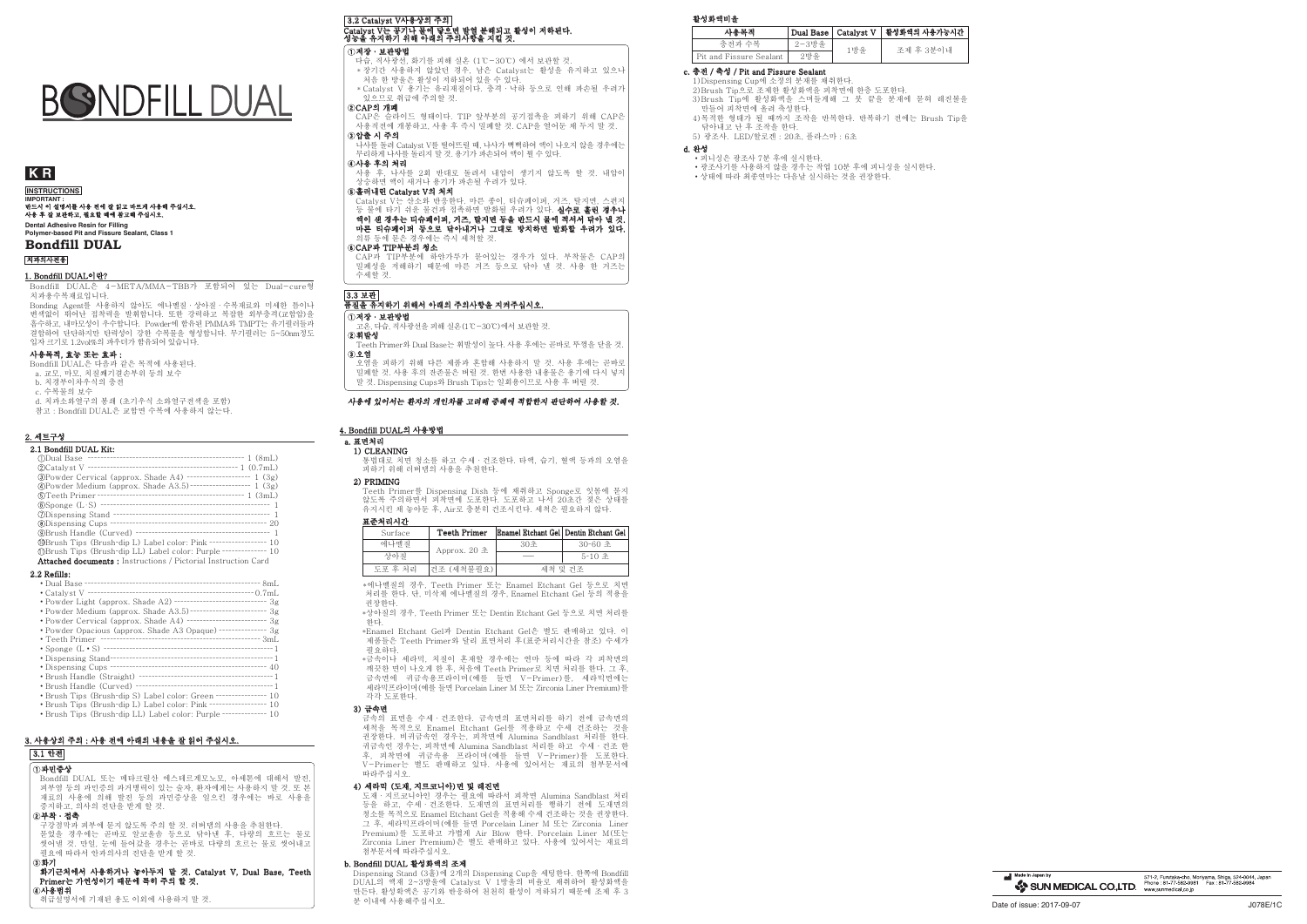# BONDFILL DUAL

**KR**

**INSTRUCTIONS**

**IMPORTANT :**
**반드시 이 설명서를 사용 전에 잘 읽고 바르게 사용해 주십시오.**
**사용 후 잘 보관하고, 필요할 때에 참고해 주십시오.**

**Dental Adhesive Resin for Filling**
**Polymer-based Pit and Fissure Sealant, Class 1**

# Bondfill Dual

**치과의사전용**

## 1. Bondfill DUAL이란?

Bondfill DUAL은 4-META/MMA-TBB가 포함되어 있는 Dual-cure형 치과용수복재료입니다.

Bonding Agent를 사용하지 않아도 에나멜질 · 상아질 · 수복재료와 미세한 틈이나 변색없이 뛰어난 접착력을 발휘합니다. 또한 강력하고 복잡한 외부충격(교합압)을 흡수하고, 내마모성이 우수합니다. Powder에 함유된 PMMA와 TMPT는 유기필러와 결합하여 단단하지만 탄력성이 강한 수복물을 형성합니다. 무기필러는 5-50nm정도 입자 크기로 1.2vol%의 파우더가 함유되어 있습니다.

### 사용목적, 효능 또는 효과 :

Bondfill DUAL은 다음과 같은 목적에 사용된다.

a. 교모, 마모, 치질쐐기결손부위 등의 보수
b. 치경부이차우식의 충전
c. 수복물의 보수
d. 치과소와열구의 봉쇄 (초기우식 소와열구전색용 포함)

참고 : Bondfill DUAL은 교합면 수복에 사용하지 않는다.

## 2. 세트구성

### 2.1 Bondfill DUAL Kit:

①Dual Base ------------------------------------------------ 1 (8mL)
②Catalyst V ------------------------------------------------ 1 (0.7mL)
③Powder Cervical (approx. Shade A4) ------------------- 1 (3g)
④Powder Medium (approx. Shade A3.5) ------------------ 1 (3g)
⑤Teeth Primer ---------------------------------------------- 1 (3mL)
⑥Sponge (L·S) ---------------------------------------------- 1
⑦Dispensing Stand ------------------------------------------ 1
⑧Dispensing Cups ------------------------------------------ 20
⑨Brush Handle (Curved) ------------------------------------ 1
⑩Brush Tips (Brush-dip L) Label color: Pink ----------------- 10
⑪Brush Tips (Brush-dip LL) Label color: Purple -------------- 10

**Attached documents :** Instructions / Pictorial Instruction Card

### 2.2 Refills:

- Dual Base -------------------------------------------------- 8mL
- Catalyst V ------------------------------------------------ 0.7mL
- Powder Light (approx. Shade A2) ------------------------------ 3g
- Powder Medium (approx. Shade A3.5) ------------------------- 3g
- Powder Cervical (approx. Shade A4) -------------------------- 3g
- Powder Opacious (approx. Shade A3 Opaque) ------------------ 3g
- Teeth Primer ----------------------------------------------- 3mL
- Sponge (L·S) ------------------------------------------------- 1
- Dispensing Stand --------------------------------------------- 1
- Dispensing Cups ------------------------------------------- 40
- Brush Handle (Straight) ------------------------------------- 1
- Brush Handle (Curved) -------------------------------------- 1
- Brush Tips (Brush-dip S) Label color: Green ----------------- 10
- Brush Tips (Brush-dip L) Label color: Pink ------------------- 10
- Brush Tips (Brush-dip LL) Label color: Purple ---------------- 10

## 3. 사용상의 주의 : 사용 전에 아래의 내용을 잘 읽어 주십시오.

### 3.1 안전

**①과민증상**

Bondfill DUAL 또는 메타크릴산 에스테르계모노모, 아세톤에 대해서 발진, 피부염 등의 과민증상의 과거병력이 있는 숫자, 환자에게는 사용하지 말 것. 또 본 재료의 사용에 의해 발진 등의 과민증상을 일으킨 경우에는 바로 사용을 중지하고, 의사의 진단을 받게 할 것.

**②부착 · 접촉**

구강점막과 피부에 묻지 않도록 주의 할 것. 러버댐의 사용을 추천한다.
묻었을 경우에는 곧바로 알코올솜 등으로 닦아낸 후, 다량의 흐르는 물로 씻어낼 것. 만일, 눈에 들어갔을 경우는 곧바로 다량의 흐르는 물로 씻어내고 필요에 따라서 안과의사의 진단을 받게 할 것.

**③화기**

**화기근처에서 사용하거나 놓아두지 말 것. Catalyst V, Dual Base, Teeth Primer는 가연성이기 때문에 특히 주의 할 것.**

**④사용범위**

취급설명서에 기재된 용도 이외에 사용하지 말 것.

### 3.2 Catalyst V사용상의 주의

**Catalyst V는 공기나 물에 닿으면 발열 분해되고 활성이 저하된다. 성능을 유지하기 위해 아래의 주의사항을 지킬 것.**

**①저장 · 보관방법**

다습, 직사광선, 화기를 피해 실온 (1℃-30℃) 에서 보관할 것.
＊장기간 사용하지 않았던 경우, 남은 Catalyst는 활성을 유지하고 있으나 처음 한 방울은 활성이 저하되어 있을 수 있다.
＊Catalyst V 용기는 유리재질이다. 충격 · 낙하 등으로 인해 파손될 우려가 있으므로 취급에 주의할 것.

**②CAP의 개폐**

CAP은 슬라이드 형태이다. TIP 앞부분의 공기접촉을 피하기 위해 CAP은 사용직전에 개봉하고, 사용 후 즉시 밀폐할 것. CAP을 열어둔 채 두지 말 것.

**③압출 시 주의**

나사를 돌려 Catalyst V를 떨어뜨릴 때, 나사가 빡빡하여 액이 나오지 않을 경우에는 무리하게 나사를 돌리지 말 것. 용기가 파손되어 액이 샐 수 있다.

**④사용 후의 처리**

사용 후, 나사를 2회 반대로 돌려서 내압이 생기지 않도록 할 것. 내압이 상승하면 액이 새거나 용기가 파손될 우려가 있다.

**⑤흘러내린 Catalyst V의 처치**

Catalyst V는 산소와 반응한다. 마른 종이, 티슈페이퍼, 거즈, 탈지면, 스펀지 등 물에 타기 쉬운 물건과 접촉하면 발화될 우려가 있다. **실수로 흘린 경우나 액이 샌 경우는 티슈페이퍼, 거즈, 탈지면 등을 반드시 물에 적셔서 닦아 낼 것. 마른 티슈페이퍼 등으로 닦아내거나 그대로 방치하면 발화할 우려가 있다.** 의류 등에 묻은 경우에는 즉시 세척할 것.

**⑥CAP과 TIP부분의 청소**

CAP과 TIP부분에 하얀가루가 붙어있는 경우가 있다. 부착물은 CAP의 밀폐성을 저해하기 때문에 마른 거즈 등으로 닦아 낼 것. 사용 한 거즈는 수세할 것.

### 3.3 보관

**품질을 유지하기 위해서 아래의 주의사항을 지켜주십시오.**

**①저장 · 보관방법**

고온, 다습, 직사광선을 피해 실온(1℃-30℃)에서 보관할 것.

**②휘발성**

Teeth Primer와 Dual Base는 휘발성이 높다. 사용 후에는 곧바로 뚜껑을 닫을 것.

**③오염**

오염을 피하기 위해 다른 제품과 혼합해 사용하지 말 것. 사용 후에는 곧바로 밀폐할 것. 사용 후의 잔존물은 버릴 것. 한번 사용한 내용물은 용기에 다시 넣지 말 것. Dispensing Cups와 Brush Tips는 일회용이므로 사용 후 버릴 것.

***사용에 있어서는 환자의 개인차를 고려해 증례에 적합한지 판단하여 사용할 것.***

## 4. Bondfill DUAL의 사용방법

### a. 표면처리

**1) CLEANING**

통법대로 치면 청소를 하고 수세 · 건조한다. 타액, 습기, 혈액 등과의 오염을 피하기 위해 러버댐의 사용을 추천한다.

**2) PRIMING**

Teeth Primer를 Dispensing Dish 등에 채취하고 Sponge로 잇몸에 묻지 않도록 주의하면서 피착면에 도포한다. 도포하고 나서 20초간 젖은 상태를 유지시킨 채 놓아둔 후, Air로 충분히 건조시킨다. 세척은 필요하지 않다.

**표준처리시간**

| Surface | Teeth Primer | Enamel Etchant Gel | Dentin Etchant Gel |
|---|---|---|---|
| 에나멜질 | Approx. 20 초 | 30초 | 30-60 초 |
| 상아질 | | ― | 5-10 초 |
| 도포 후 처리 | 건조 (세척불필요) | 세척 및 건조 | |

＊에나멜질의 경우, Teeth Primer 또는 Enamel Etchant Gel 등으로 치면 처리를 한다. 단, 미삭제 에나멜질의 경우, Enamel Etchant Gel 등의 적용을 권장한다.
＊상아질의 경우, Teeth Primer 또는 Dentin Etchant Gel 등으로 치면 처리를 한다.
＊Enamel Etchant Gel과 Dentin Etchant Gel은 별도 판매하고 있다. 이 제품들은 Teeth Primer와 달리 표면처리 후(표준처리시간을 참조) 수세가 필요하다.
＊금속이나 세라믹, 치질이 혼재할 경우에는 연마 등에 따라 각 피착면의 깨끗한 면이 나오게 한 후, 처음에 Teeth Primer로 치면 처리를 한다. 그 후, 금속면엔 귀금속용프라이머(예를 들면 V-Primer)를, 세라믹면에는 세라믹프라이머(예를 들면 Porcelain Liner M 또는 Zirconia Liner Premium)를 각각 도포한다.

**3) 금속면**

금속의 표면을 수세 · 건조한다. 금속면의 표면처리를 하기 전에 금속면의 세척을 목적으로 Enamel Etchant Gel를 적용하고 수세 건조하는 것을 권장한다. 비귀금속인 경우는, 피착면에 Alumina Sandblast 처리를 한다. 귀금속인 경우는, 피착면에 Alumina Sandblast 처리를 하고 수세 · 건조 한 후, 피착면에 귀금속용 프라이머(예를 들면 V-Primer)를 도포한다. V-Primer는 별도 판매하고 있다. 사용에 있어서는 제료의 첨부문서에 따라주십시오.

**4) 세라믹 (도재, 지르코니아)면 및 레진면**

도재 · 지르코니아인 경우는 필요에 따라서 피착면 Alumina Sandblast 처리 등을 하고, 수세 · 건조한다. 도재면의 표면처리를 행하기 전에 도재면의 청소를 목적으로 Enamel Etchant Gel을 적용해 수세 건조하는 것을 권장한다. 그 후, 세라믹프라이머(예를 들면 Porcelain Liner M 또는 Zirconia Liner Premium)를 도포한 후 가볍게 Air Blow 한다. Porcelain Liner M(또는 Zirconia Liner Premium)은 별도 판매하고 있다. 사용에 있어서는 제료의 첨부문서에 따라주십시오.

### b. Bondfill DUAL 활성화액의 조제

Dispensing Stand (3홀)에 2개의 Dispensing Cup을 세팅한다. 한쪽에 Bondfill DUAL의 액제 2-3방울에 Catalyst V 1방울의 비율로 채취하여 활성화액을 만든다. 활성화액은 공기와 반응하여 천천히 활성이 저하되기 때문에 조제 후 3분 이내에 사용해주십시오.

**활성화액비율**

| 사용목적 | Dual Base | Catalyst V | 활성화액의 사용가능시간 |
|---|---|---|---|
| 충전과 수복 | 2-3방울 | 1방울 | 조제 후 3분이내 |
| Pit and Fissure Sealant | 2방울 | | |

### c. 충전 / 축성 / Pit and Fissure Sealant

1)Dispensing Cup에 소정의 분제를 채취한다.
2)Brush Tip으로 조제한 활성화액을 피착면에 한층 도포한다.
3)Brush Tip에 활성화액을 스며들게해 그 붓 끝을 분제에 묻혀 레진볼을 만들어 피착면에 올려 축성한다.
4)목적한 형태가 될 때까지 조작을 반복한다. 반복하기 전에는 Brush Tip을 닦아내고 난 후 조작을 한다.
5) 광조사. LED/할로겐 : 20초, 플라스마 : 6초

### d. 완성

- 피니싱은 광조사 7분 후에 실시한다.
- 광조사기를 사용하지 않을 경우는 작업 10분 후에 피니싱을 실시한다.
- 상태에 따라 최종연마는 다음날 실시하는 것을 권장한다.

Made in Japan by
SUN MEDICAL CO.,LTD.
571-2, Furutaka-cho, Moriyama, Shiga, 524-0044, Japan
Phone : 81-77-582-9981 Fax : 81-77-582-9984
www.sunmedical.co.jp

Date of issue: 2017-09-07
J078E/1C